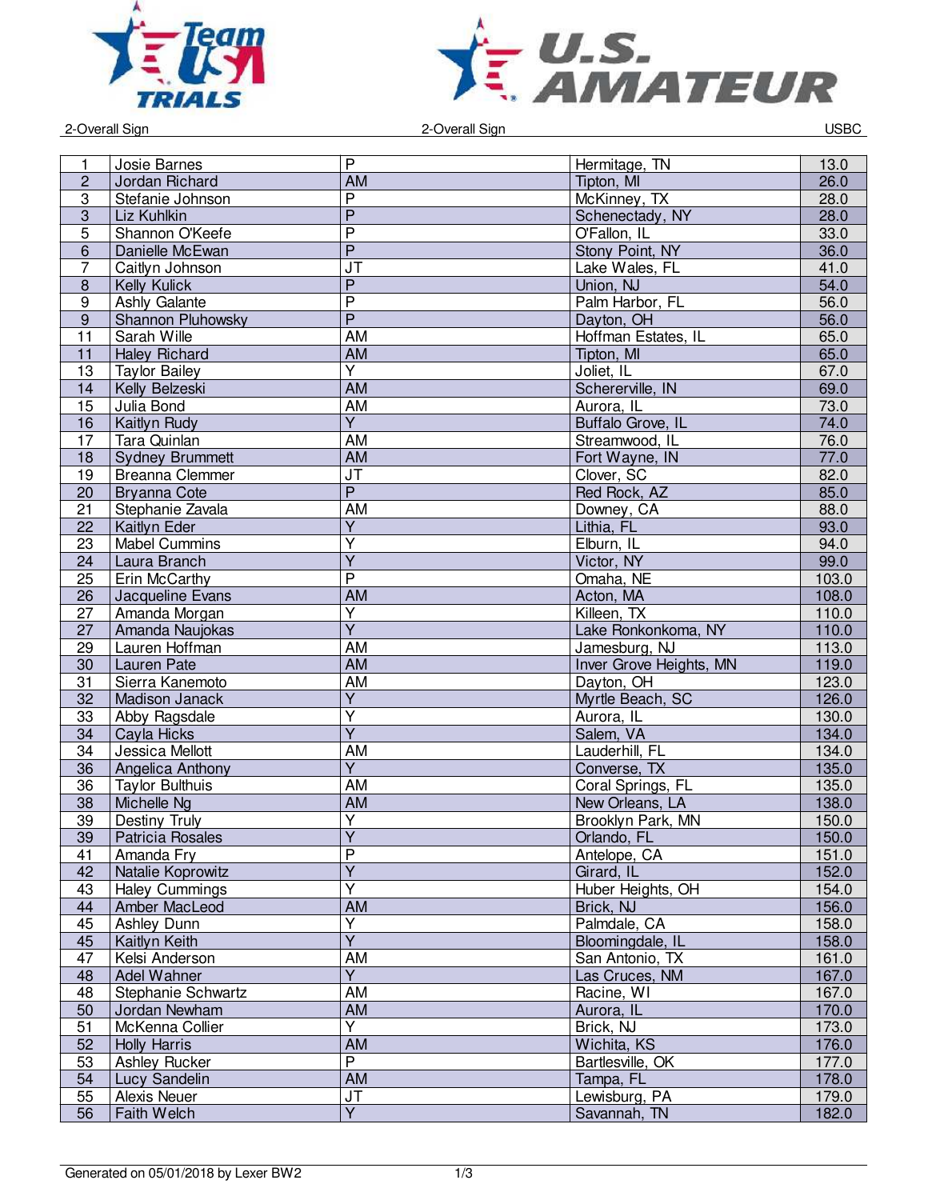2-Overall Sign

| | | | | |
|---|---|---|---|---|
| 1 | Josie Barnes | P | Hermitage, TN | 13.0 |
| 2 | Jordan Richard | AM | Tipton, MI | 26.0 |
| 3 | Stefanie Johnson | P | McKinney, TX | 28.0 |
| 3 | Liz Kuhlkin | P | Schenectady, NY | 28.0 |
| 5 | Shannon O'Keefe | P | O'Fallon, IL | 33.0 |
| 6 | Danielle McEwan | P | Stony Point, NY | 36.0 |
| 7 | Caitlyn Johnson | JT | Lake Wales, FL | 41.0 |
| 8 | Kelly Kulick | P | Union, NJ | 54.0 |
| 9 | Ashly Galante | P | Palm Harbor, FL | 56.0 |
| 9 | Shannon Pluhowsky | P | Dayton, OH | 56.0 |
| 11 | Sarah Wille | AM | Hoffman Estates, IL | 65.0 |
| 11 | Haley Richard | AM | Tipton, MI | 65.0 |
| 13 | Taylor Bailey | Y | Joliet, IL | 67.0 |
| 14 | Kelly Belzeski | AM | Schererville, IN | 69.0 |
| 15 | Julia Bond | AM | Aurora, IL | 73.0 |
| 16 | Kaitlyn Rudy | Y | Buffalo Grove, IL | 74.0 |
| 17 | Tara Quinlan | AM | Streamwood, IL | 76.0 |
| 18 | Sydney Brummett | AM | Fort Wayne, IN | 77.0 |
| 19 | Breanna Clemmer | JT | Clover, SC | 82.0 |
| 20 | Bryanna Cote | P | Red Rock, AZ | 85.0 |
| 21 | Stephanie Zavala | AM | Downey, CA | 88.0 |
| 22 | Kaitlyn Eder | Y | Lithia, FL | 93.0 |
| 23 | Mabel Cummins | Y | Elburn, IL | 94.0 |
| 24 | Laura Branch | Y | Victor, NY | 99.0 |
| 25 | Erin McCarthy | P | Omaha, NE | 103.0 |
| 26 | Jacqueline Evans | AM | Acton, MA | 108.0 |
| 27 | Amanda Morgan | Y | Killeen, TX | 110.0 |
| 27 | Amanda Naujokas | Y | Lake Ronkonkoma, NY | 110.0 |
| 29 | Lauren Hoffman | AM | Jamesburg, NJ | 113.0 |
| 30 | Lauren Pate | AM | Inver Grove Heights, MN | 119.0 |
| 31 | Sierra Kanemoto | AM | Dayton, OH | 123.0 |
| 32 | Madison Janack | Y | Myrtle Beach, SC | 126.0 |
| 33 | Abby Ragsdale | Y | Aurora, IL | 130.0 |
| 34 | Cayla Hicks | Y | Salem, VA | 134.0 |
| 34 | Jessica Mellott | AM | Lauderhill, FL | 134.0 |
| 36 | Angelica Anthony | Y | Converse, TX | 135.0 |
| 36 | Taylor Bulthuis | AM | Coral Springs, FL | 135.0 |
| 38 | Michelle Ng | AM | New Orleans, LA | 138.0 |
| 39 | Destiny Truly | Y | Brooklyn Park, MN | 150.0 |
| 39 | Patricia Rosales | Y | Orlando, FL | 150.0 |
| 41 | Amanda Fry | P | Antelope, CA | 151.0 |
| 42 | Natalie Koprowitz | Y | Girard, IL | 152.0 |
| 43 | Haley Cummings | Y | Huber Heights, OH | 154.0 |
| 44 | Amber MacLeod | AM | Brick, NJ | 156.0 |
| 45 | Ashley Dunn | Y | Palmdale, CA | 158.0 |
| 45 | Kaitlyn Keith | Y | Bloomingdale, IL | 158.0 |
| 47 | Kelsi Anderson | AM | San Antonio, TX | 161.0 |
| 48 | Adel Wahner | Y | Las Cruces, NM | 167.0 |
| 48 | Stephanie Schwartz | AM | Racine, WI | 167.0 |
| 50 | Jordan Newham | AM | Aurora, IL | 170.0 |
| 51 | McKenna Collier | Y | Brick, NJ | 173.0 |
| 52 | Holly Harris | AM | Wichita, KS | 176.0 |
| 53 | Ashley Rucker | P | Bartlesville, OK | 177.0 |
| 54 | Lucy Sandelin | AM | Tampa, FL | 178.0 |
| 55 | Alexis Neuer | JT | Lewisburg, PA | 179.0 |
| 56 | Faith Welch | Y | Savannah, TN | 182.0 |

Generated on 05/01/2018 by Lexer BW2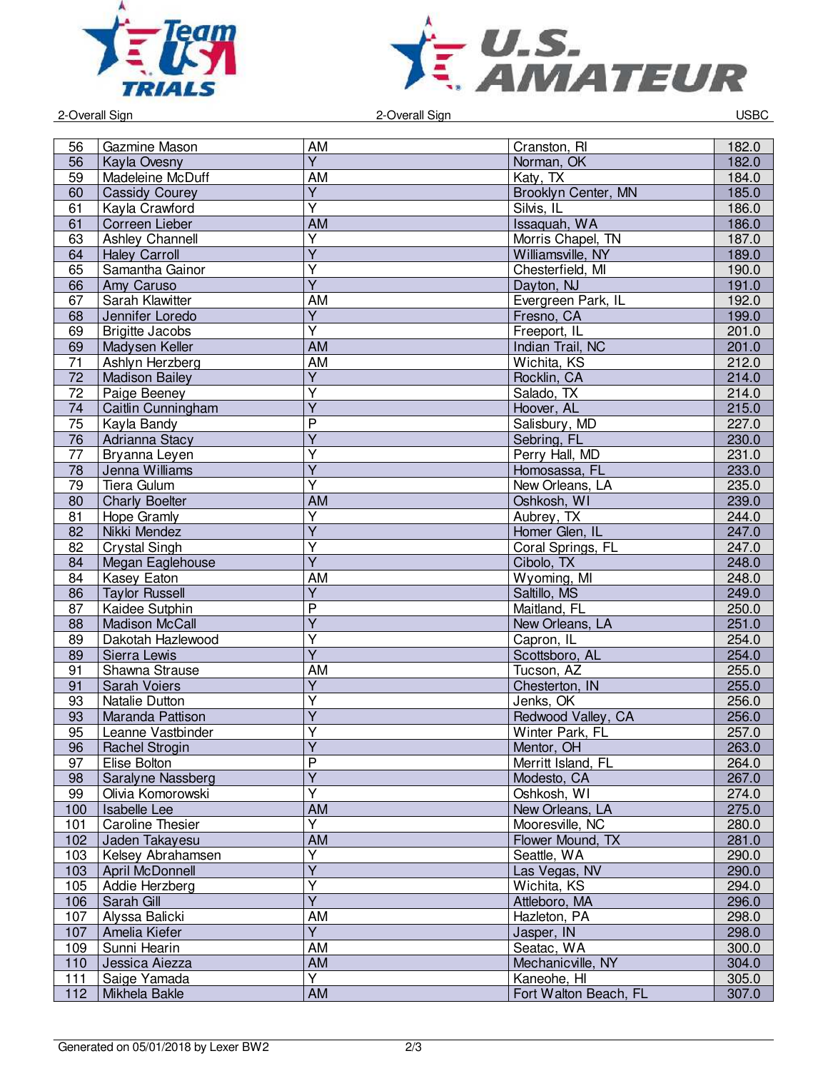2-Overall Sign

| | | | | |
|---|---|---|---|---|
| 56 | Gazmine Mason | AM | Cranston, RI | 182.0 |
| 56 | Kayla Ovesny | Y | Norman, OK | 182.0 |
| 59 | Madeleine McDuff | AM | Katy, TX | 184.0 |
| 60 | Cassidy Courey | Y | Brooklyn Center, MN | 185.0 |
| 61 | Kayla Crawford | Y | Silvis, IL | 186.0 |
| 61 | Correen Lieber | AM | Issaquah, WA | 186.0 |
| 63 | Ashley Channell | Y | Morris Chapel, TN | 187.0 |
| 64 | Haley Carroll | Y | Williamsville, NY | 189.0 |
| 65 | Samantha Gainor | Y | Chesterfield, MI | 190.0 |
| 66 | Amy Caruso | Y | Dayton, NJ | 191.0 |
| 67 | Sarah Klawitter | AM | Evergreen Park, IL | 192.0 |
| 68 | Jennifer Loredo | Y | Fresno, CA | 199.0 |
| 69 | Brigitte Jacobs | Y | Freeport, IL | 201.0 |
| 69 | Madysen Keller | AM | Indian Trail, NC | 201.0 |
| 71 | Ashlyn Herzberg | AM | Wichita, KS | 212.0 |
| 72 | Madison Bailey | Y | Rocklin, CA | 214.0 |
| 72 | Paige Beeney | Y | Salado, TX | 214.0 |
| 74 | Caitlin Cunningham | Y | Hoover, AL | 215.0 |
| 75 | Kayla Bandy | P | Salisbury, MD | 227.0 |
| 76 | Adrianna Stacy | Y | Sebring, FL | 230.0 |
| 77 | Bryanna Leyen | Y | Perry Hall, MD | 231.0 |
| 78 | Jenna Williams | Y | Homosassa, FL | 233.0 |
| 79 | Tiera Gulum | Y | New Orleans, LA | 235.0 |
| 80 | Charly Boelter | AM | Oshkosh, WI | 239.0 |
| 81 | Hope Gramly | Y | Aubrey, TX | 244.0 |
| 82 | Nikki Mendez | Y | Homer Glen, IL | 247.0 |
| 82 | Crystal Singh | Y | Coral Springs, FL | 247.0 |
| 84 | Megan Eaglehouse | Y | Cibolo, TX | 248.0 |
| 84 | Kasey Eaton | AM | Wyoming, MI | 248.0 |
| 86 | Taylor Russell | Y | Saltillo, MS | 249.0 |
| 87 | Kaidee Sutphin | P | Maitland, FL | 250.0 |
| 88 | Madison McCall | Y | New Orleans, LA | 251.0 |
| 89 | Dakotah Hazlewood | Y | Capron, IL | 254.0 |
| 89 | Sierra Lewis | Y | Scottsboro, AL | 254.0 |
| 91 | Shawna Strause | AM | Tucson, AZ | 255.0 |
| 91 | Sarah Voiers | Y | Chesterton, IN | 255.0 |
| 93 | Natalie Dutton | Y | Jenks, OK | 256.0 |
| 93 | Maranda Pattison | Y | Redwood Valley, CA | 256.0 |
| 95 | Leanne Vastbinder | Y | Winter Park, FL | 257.0 |
| 96 | Rachel Strogin | Y | Mentor, OH | 263.0 |
| 97 | Elise Bolton | P | Merritt Island, FL | 264.0 |
| 98 | Saralyne Nassberg | Y | Modesto, CA | 267.0 |
| 99 | Olivia Komorowski | Y | Oshkosh, WI | 274.0 |
| 100 | Isabelle Lee | AM | New Orleans, LA | 275.0 |
| 101 | Caroline Thesier | Y | Mooresville, NC | 280.0 |
| 102 | Jaden Takayesu | AM | Flower Mound, TX | 281.0 |
| 103 | Kelsey Abrahamsen | Y | Seattle, WA | 290.0 |
| 103 | April McDonnell | Y | Las Vegas, NV | 290.0 |
| 105 | Addie Herzberg | Y | Wichita, KS | 294.0 |
| 106 | Sarah Gill | Y | Attleboro, MA | 296.0 |
| 107 | Alyssa Balicki | AM | Hazleton, PA | 298.0 |
| 107 | Amelia Kiefer | Y | Jasper, IN | 298.0 |
| 109 | Sunni Hearin | AM | Seatac, WA | 300.0 |
| 110 | Jessica Aiezza | AM | Mechanicville, NY | 304.0 |
| 111 | Saige Yamada | Y | Kaneohe, HI | 305.0 |
| 112 | Mikhela Bakle | AM | Fort Walton Beach, FL | 307.0 |

Generated on 05/01/2018 by Lexer BW2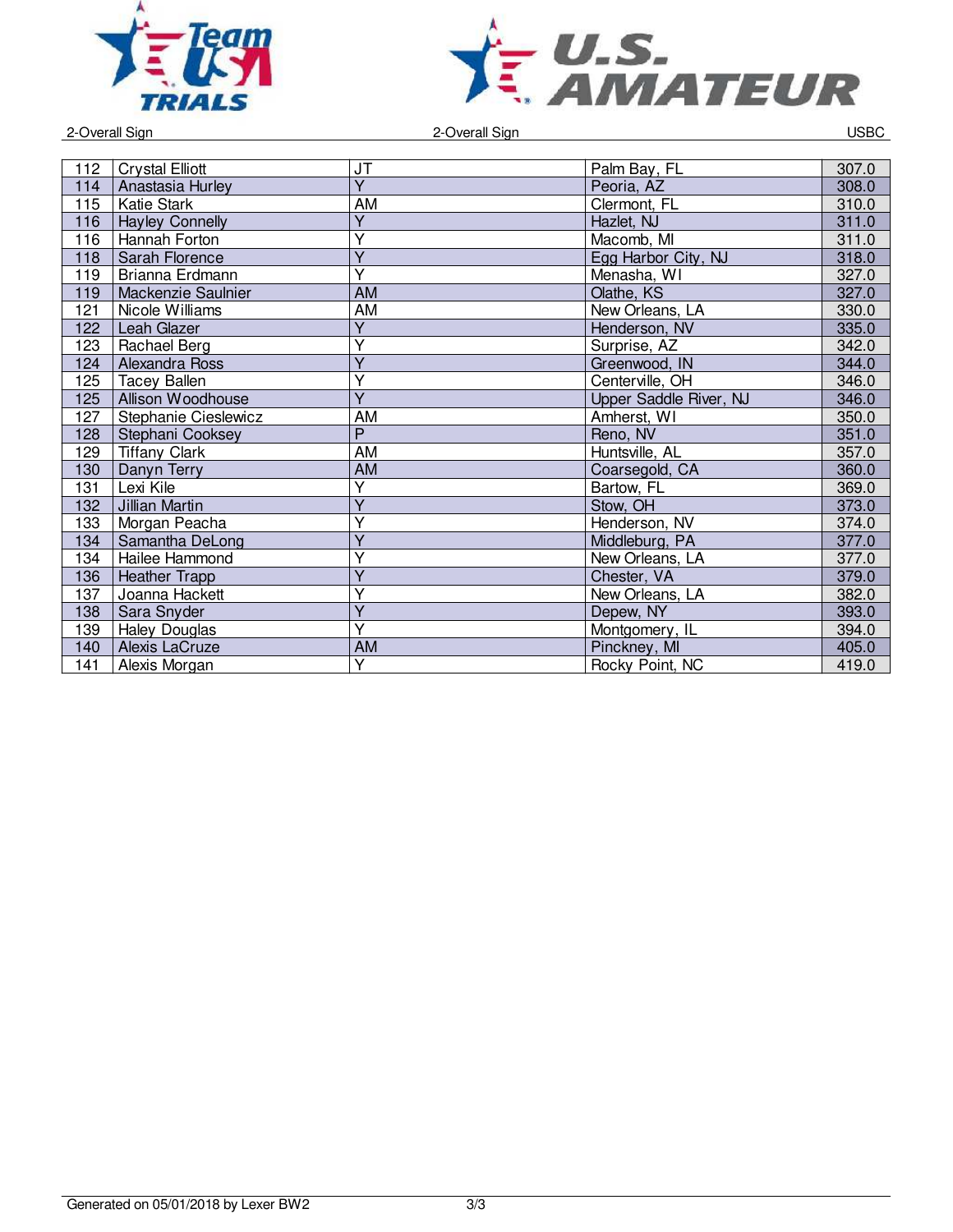| | | | | |
|---|---|---|---|---|
| 112 | Crystal Elliott | JT | Palm Bay, FL | 307.0 |
| 114 | Anastasia Hurley | Y | Peoria, AZ | 308.0 |
| 115 | Katie Stark | AM | Clermont, FL | 310.0 |
| 116 | Hayley Connelly | Y | Hazlet, NJ | 311.0 |
| 116 | Hannah Forton | Y | Macomb, MI | 311.0 |
| 118 | Sarah Florence | Y | Egg Harbor City, NJ | 318.0 |
| 119 | Brianna Erdmann | Y | Menasha, WI | 327.0 |
| 119 | Mackenzie Saulnier | AM | Olathe, KS | 327.0 |
| 121 | Nicole Williams | AM | New Orleans, LA | 330.0 |
| 122 | Leah Glazer | Y | Henderson, NV | 335.0 |
| 123 | Rachael Berg | Y | Surprise, AZ | 342.0 |
| 124 | Alexandra Ross | Y | Greenwood, IN | 344.0 |
| 125 | Tacey Ballen | Y | Centerville, OH | 346.0 |
| 125 | Allison Woodhouse | Y | Upper Saddle River, NJ | 346.0 |
| 127 | Stephanie Cieslewicz | AM | Amherst, WI | 350.0 |
| 128 | Stephani Cooksey | P | Reno, NV | 351.0 |
| 129 | Tiffany Clark | AM | Huntsville, AL | 357.0 |
| 130 | Danyn Terry | AM | Coarsegold, CA | 360.0 |
| 131 | Lexi Kile | Y | Bartow, FL | 369.0 |
| 132 | Jillian Martin | Y | Stow, OH | 373.0 |
| 133 | Morgan Peacha | Y | Henderson, NV | 374.0 |
| 134 | Samantha DeLong | Y | Middleburg, PA | 377.0 |
| 134 | Hailee Hammond | Y | New Orleans, LA | 377.0 |
| 136 | Heather Trapp | Y | Chester, VA | 379.0 |
| 137 | Joanna Hackett | Y | New Orleans, LA | 382.0 |
| 138 | Sara Snyder | Y | Depew, NY | 393.0 |
| 139 | Haley Douglas | Y | Montgomery, IL | 394.0 |
| 140 | Alexis LaCruze | AM | Pinckney, MI | 405.0 |
| 141 | Alexis Morgan | Y | Rocky Point, NC | 419.0 |

Generated on 05/01/2018 by Lexer BW2